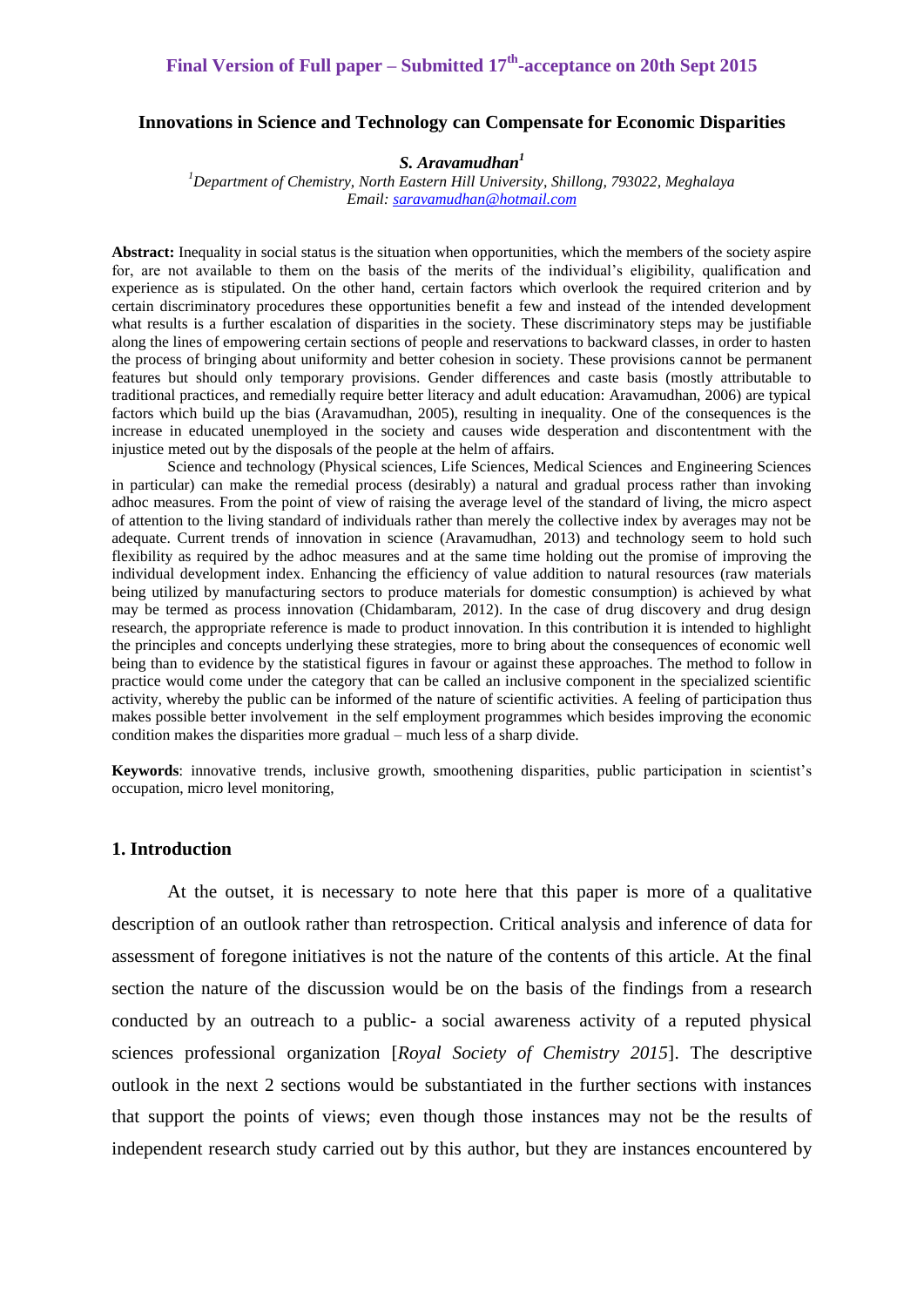**Final Version of Full paper – Submitted 17th-acceptance on 20th Sept 2015**

# Innovations in Science and Technology can Compensate for Economic Disparities

***S. Aravamudhan*[1]**

*[1]Department of Chemistry, North Eastern Hill University, Shillong, 793022, Meghalaya*
*Email: saravamudhan@hotmail.com*

**Abstract:** Inequality in social status is the situation when opportunities, which the members of the society aspire for, are not available to them on the basis of the merits of the individual's eligibility, qualification and experience as is stipulated. On the other hand, certain factors which overlook the required criterion and by certain discriminatory procedures these opportunities benefit a few and instead of the intended development what results is a further escalation of disparities in the society. These discriminatory steps may be justifiable along the lines of empowering certain sections of people and reservations to backward classes, in order to hasten the process of bringing about uniformity and better cohesion in society. These provisions cannot be permanent features but should only temporary provisions. Gender differences and caste basis (mostly attributable to traditional practices, and remedially require better literacy and adult education: Aravamudhan, 2006) are typical factors which build up the bias (Aravamudhan, 2005), resulting in inequality. One of the consequences is the increase in educated unemployed in the society and causes wide desperation and discontentment with the injustice meted out by the disposals of the people at the helm of affairs.

Science and technology (Physical sciences, Life Sciences, Medical Sciences and Engineering Sciences in particular) can make the remedial process (desirably) a natural and gradual process rather than invoking adhoc measures. From the point of view of raising the average level of the standard of living, the micro aspect of attention to the living standard of individuals rather than merely the collective index by averages may not be adequate. Current trends of innovation in science (Aravamudhan, 2013) and technology seem to hold such flexibility as required by the adhoc measures and at the same time holding out the promise of improving the individual development index. Enhancing the efficiency of value addition to natural resources (raw materials being utilized by manufacturing sectors to produce materials for domestic consumption) is achieved by what may be termed as process innovation (Chidambaram, 2012). In the case of drug discovery and drug design research, the appropriate reference is made to product innovation. In this contribution it is intended to highlight the principles and concepts underlying these strategies, more to bring about the consequences of economic well being than to evidence by the statistical figures in favour or against these approaches. The method to follow in practice would come under the category that can be called an inclusive component in the specialized scientific activity, whereby the public can be informed of the nature of scientific activities. A feeling of participation thus makes possible better involvement in the self employment programmes which besides improving the economic condition makes the disparities more gradual – much less of a sharp divide.

**Keywords**: innovative trends, inclusive growth, smoothening disparities, public participation in scientist's occupation, micro level monitoring,

## 1. Introduction

At the outset, it is necessary to note here that this paper is more of a qualitative description of an outlook rather than retrospection. Critical analysis and inference of data for assessment of foregone initiatives is not the nature of the contents of this article. At the final section the nature of the discussion would be on the basis of the findings from a research conducted by an outreach to a public- a social awareness activity of a reputed physical sciences professional organization [*Royal Society of Chemistry 2015*]. The descriptive outlook in the next 2 sections would be substantiated in the further sections with instances that support the points of views; even though those instances may not be the results of independent research study carried out by this author, but they are instances encountered by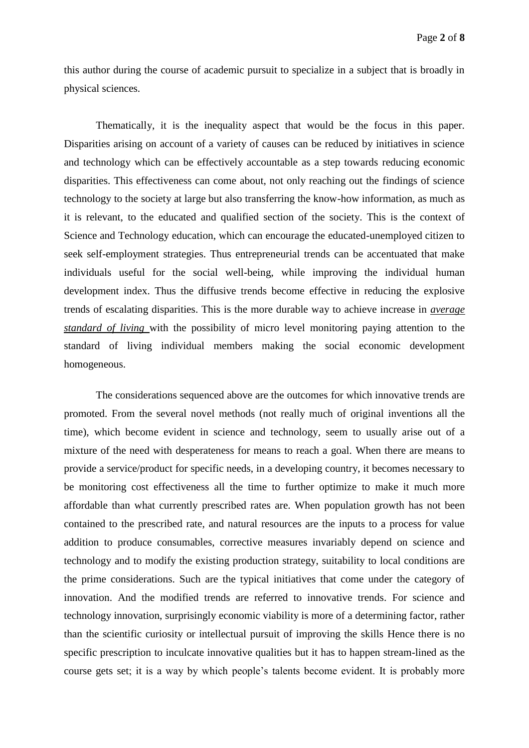this author during the course of academic pursuit to specialize in a subject that is broadly in physical sciences.

Thematically, it is the inequality aspect that would be the focus in this paper. Disparities arising on account of a variety of causes can be reduced by initiatives in science and technology which can be effectively accountable as a step towards reducing economic disparities. This effectiveness can come about, not only reaching out the findings of science technology to the society at large but also transferring the know-how information, as much as it is relevant, to the educated and qualified section of the society. This is the context of Science and Technology education, which can encourage the educated-unemployed citizen to seek self-employment strategies. Thus entrepreneurial trends can be accentuated that make individuals useful for the social well-being, while improving the individual human development index. Thus the diffusive trends become effective in reducing the explosive trends of escalating disparities. This is the more durable way to achieve increase in ***average standard of living*** with the possibility of micro level monitoring paying attention to the standard of living individual members making the social economic development homogeneous.

The considerations sequenced above are the outcomes for which innovative trends are promoted. From the several novel methods (not really much of original inventions all the time), which become evident in science and technology, seem to usually arise out of a mixture of the need with desperateness for means to reach a goal. When there are means to provide a service/product for specific needs, in a developing country, it becomes necessary to be monitoring cost effectiveness all the time to further optimize to make it much more affordable than what currently prescribed rates are. When population growth has not been contained to the prescribed rate, and natural resources are the inputs to a process for value addition to produce consumables, corrective measures invariably depend on science and technology and to modify the existing production strategy, suitability to local conditions are the prime considerations. Such are the typical initiatives that come under the category of innovation. And the modified trends are referred to innovative trends. For science and technology innovation, surprisingly economic viability is more of a determining factor, rather than the scientific curiosity or intellectual pursuit of improving the skills Hence there is no specific prescription to inculcate innovative qualities but it has to happen stream-lined as the course gets set; it is a way by which people's talents become evident. It is probably more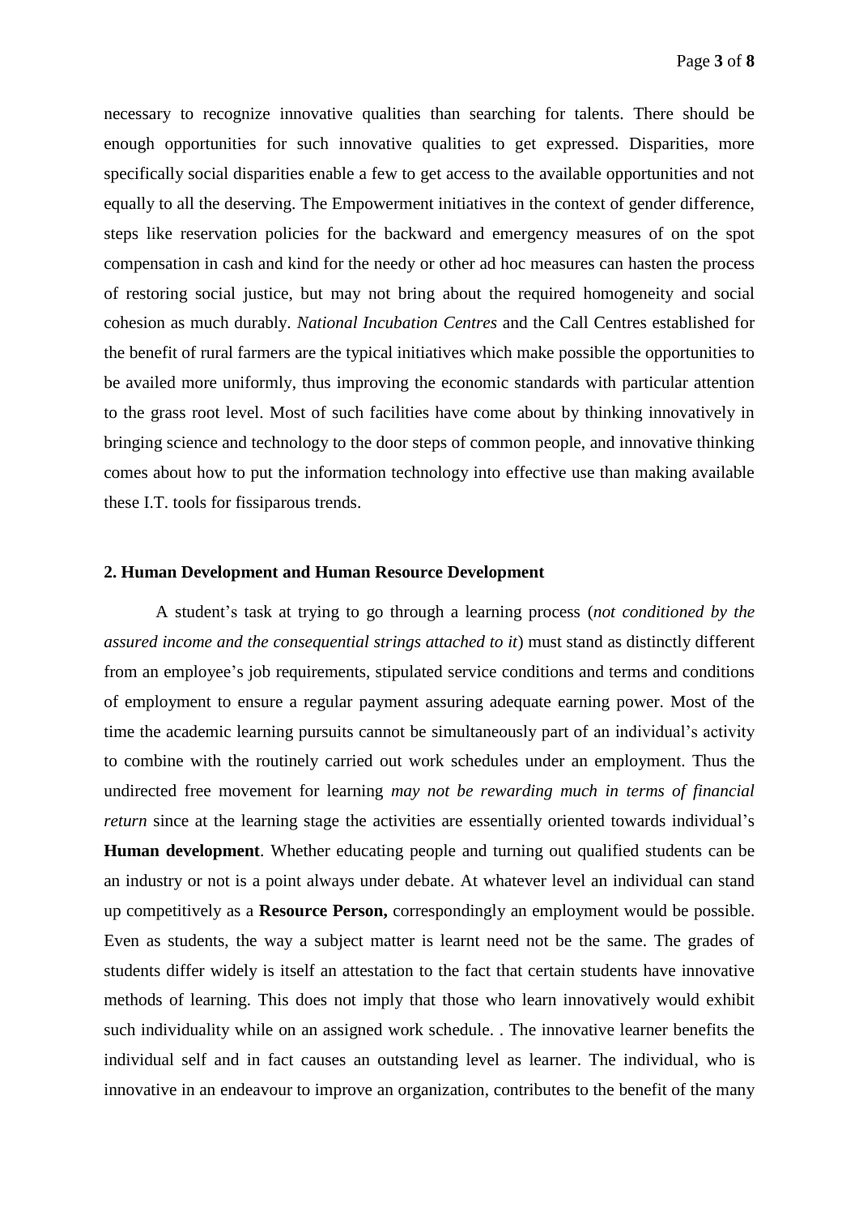necessary to recognize innovative qualities than searching for talents. There should be enough opportunities for such innovative qualities to get expressed. Disparities, more specifically social disparities enable a few to get access to the available opportunities and not equally to all the deserving. The Empowerment initiatives in the context of gender difference, steps like reservation policies for the backward and emergency measures of on the spot compensation in cash and kind for the needy or other ad hoc measures can hasten the process of restoring social justice, but may not bring about the required homogeneity and social cohesion as much durably. *National Incubation Centres* and the Call Centres established for the benefit of rural farmers are the typical initiatives which make possible the opportunities to be availed more uniformly, thus improving the economic standards with particular attention to the grass root level. Most of such facilities have come about by thinking innovatively in bringing science and technology to the door steps of common people, and innovative thinking comes about how to put the information technology into effective use than making available these I.T. tools for fissiparous trends.

## 2. Human Development and Human Resource Development

A student's task at trying to go through a learning process (*not conditioned by the assured income and the consequential strings attached to it*) must stand as distinctly different from an employee's job requirements, stipulated service conditions and terms and conditions of employment to ensure a regular payment assuring adequate earning power. Most of the time the academic learning pursuits cannot be simultaneously part of an individual's activity to combine with the routinely carried out work schedules under an employment. Thus the undirected free movement for learning *may not be rewarding much in terms of financial return* since at the learning stage the activities are essentially oriented towards individual's **Human development**. Whether educating people and turning out qualified students can be an industry or not is a point always under debate. At whatever level an individual can stand up competitively as a **Resource Person,** correspondingly an employment would be possible. Even as students, the way a subject matter is learnt need not be the same. The grades of students differ widely is itself an attestation to the fact that certain students have innovative methods of learning. This does not imply that those who learn innovatively would exhibit such individuality while on an assigned work schedule. . The innovative learner benefits the individual self and in fact causes an outstanding level as learner. The individual, who is innovative in an endeavour to improve an organization, contributes to the benefit of the many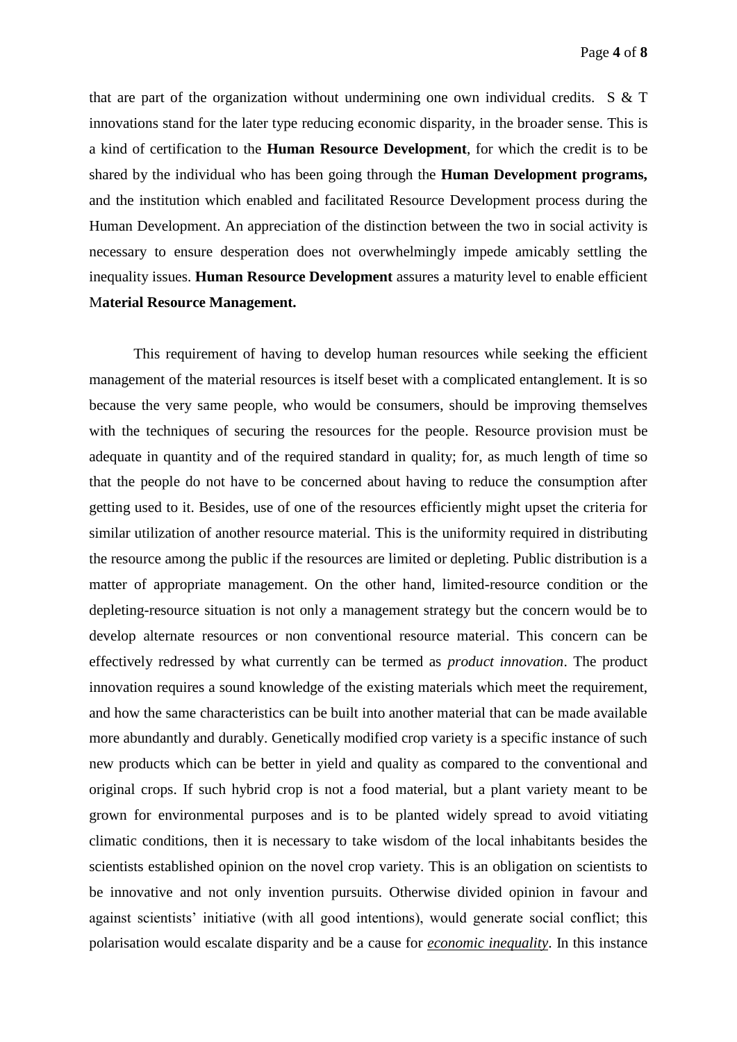that are part of the organization without undermining one own individual credits. S & T innovations stand for the later type reducing economic disparity, in the broader sense. This is a kind of certification to the **Human Resource Development**, for which the credit is to be shared by the individual who has been going through the **Human Development programs,** and the institution which enabled and facilitated Resource Development process during the Human Development. An appreciation of the distinction between the two in social activity is necessary to ensure desperation does not overwhelmingly impede amicably settling the inequality issues. **Human Resource Development** assures a maturity level to enable efficient M**aterial Resource Management.**

This requirement of having to develop human resources while seeking the efficient management of the material resources is itself beset with a complicated entanglement. It is so because the very same people, who would be consumers, should be improving themselves with the techniques of securing the resources for the people. Resource provision must be adequate in quantity and of the required standard in quality; for, as much length of time so that the people do not have to be concerned about having to reduce the consumption after getting used to it. Besides, use of one of the resources efficiently might upset the criteria for similar utilization of another resource material. This is the uniformity required in distributing the resource among the public if the resources are limited or depleting. Public distribution is a matter of appropriate management. On the other hand, limited-resource condition or the depleting-resource situation is not only a management strategy but the concern would be to develop alternate resources or non conventional resource material. This concern can be effectively redressed by what currently can be termed as *product innovation*. The product innovation requires a sound knowledge of the existing materials which meet the requirement, and how the same characteristics can be built into another material that can be made available more abundantly and durably. Genetically modified crop variety is a specific instance of such new products which can be better in yield and quality as compared to the conventional and original crops. If such hybrid crop is not a food material, but a plant variety meant to be grown for environmental purposes and is to be planted widely spread to avoid vitiating climatic conditions, then it is necessary to take wisdom of the local inhabitants besides the scientists established opinion on the novel crop variety. This is an obligation on scientists to be innovative and not only invention pursuits. Otherwise divided opinion in favour and against scientists' initiative (with all good intentions), would generate social conflict; this polarisation would escalate disparity and be a cause for ***economic inequality***. In this instance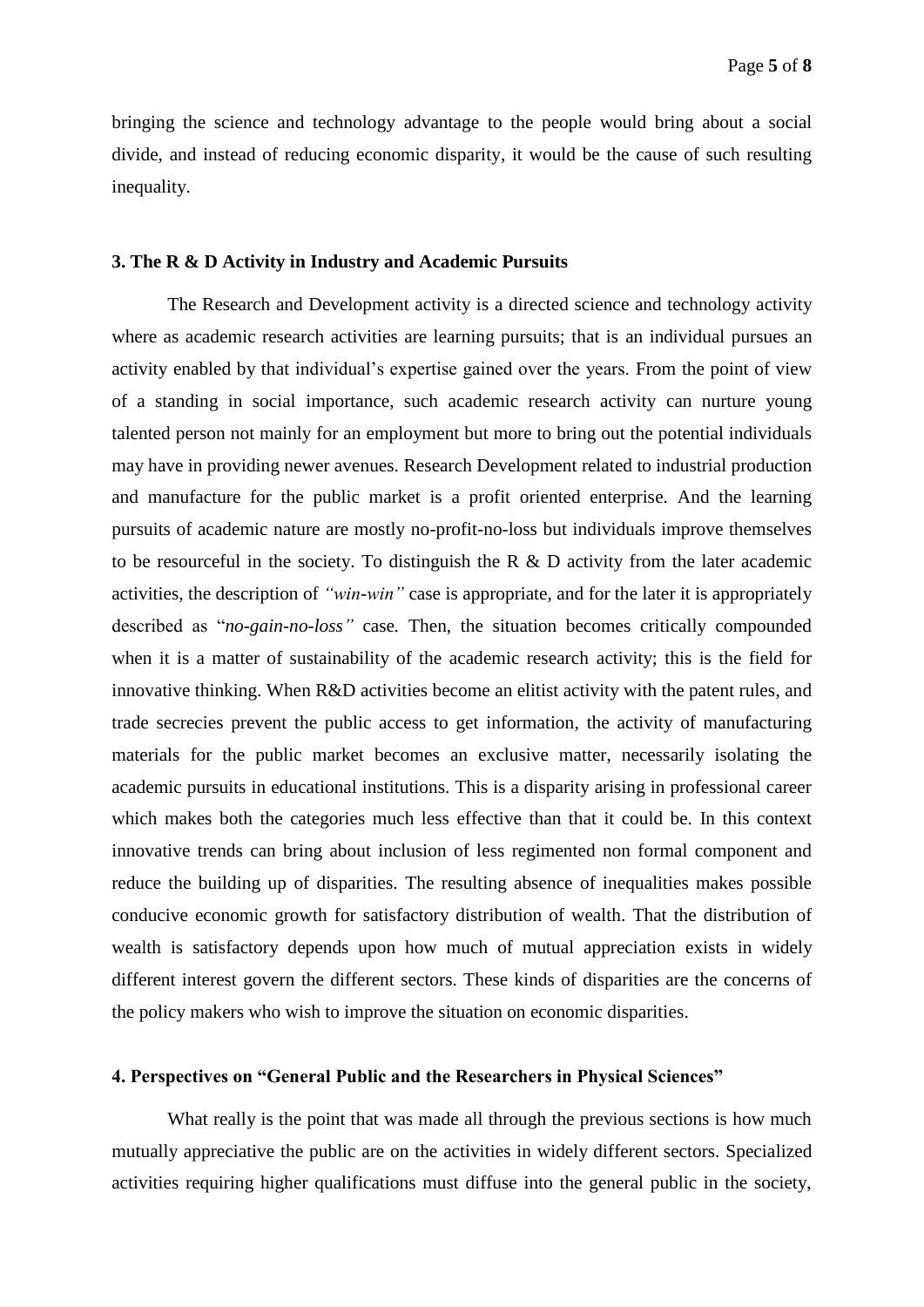bringing the science and technology advantage to the people would bring about a social divide, and instead of reducing economic disparity, it would be the cause of such resulting inequality.

### 3. The R & D Activity in Industry and Academic Pursuits

The Research and Development activity is a directed science and technology activity where as academic research activities are learning pursuits; that is an individual pursues an activity enabled by that individual's expertise gained over the years. From the point of view of a standing in social importance, such academic research activity can nurture young talented person not mainly for an employment but more to bring out the potential individuals may have in providing newer avenues. Research Development related to industrial production and manufacture for the public market is a profit oriented enterprise. And the learning pursuits of academic nature are mostly no-profit-no-loss but individuals improve themselves to be resourceful in the society. To distinguish the R & D activity from the later academic activities, the description of *"win-win"* case is appropriate, and for the later it is appropriately described as "*no-gain-no-loss"* case. Then, the situation becomes critically compounded when it is a matter of sustainability of the academic research activity; this is the field for innovative thinking. When R&D activities become an elitist activity with the patent rules, and trade secrecies prevent the public access to get information, the activity of manufacturing materials for the public market becomes an exclusive matter, necessarily isolating the academic pursuits in educational institutions. This is a disparity arising in professional career which makes both the categories much less effective than that it could be. In this context innovative trends can bring about inclusion of less regimented non formal component and reduce the building up of disparities. The resulting absence of inequalities makes possible conducive economic growth for satisfactory distribution of wealth. That the distribution of wealth is satisfactory depends upon how much of mutual appreciation exists in widely different interest govern the different sectors. These kinds of disparities are the concerns of the policy makers who wish to improve the situation on economic disparities.

### 4. Perspectives on "General Public and the Researchers in Physical Sciences"

What really is the point that was made all through the previous sections is how much mutually appreciative the public are on the activities in widely different sectors. Specialized activities requiring higher qualifications must diffuse into the general public in the society,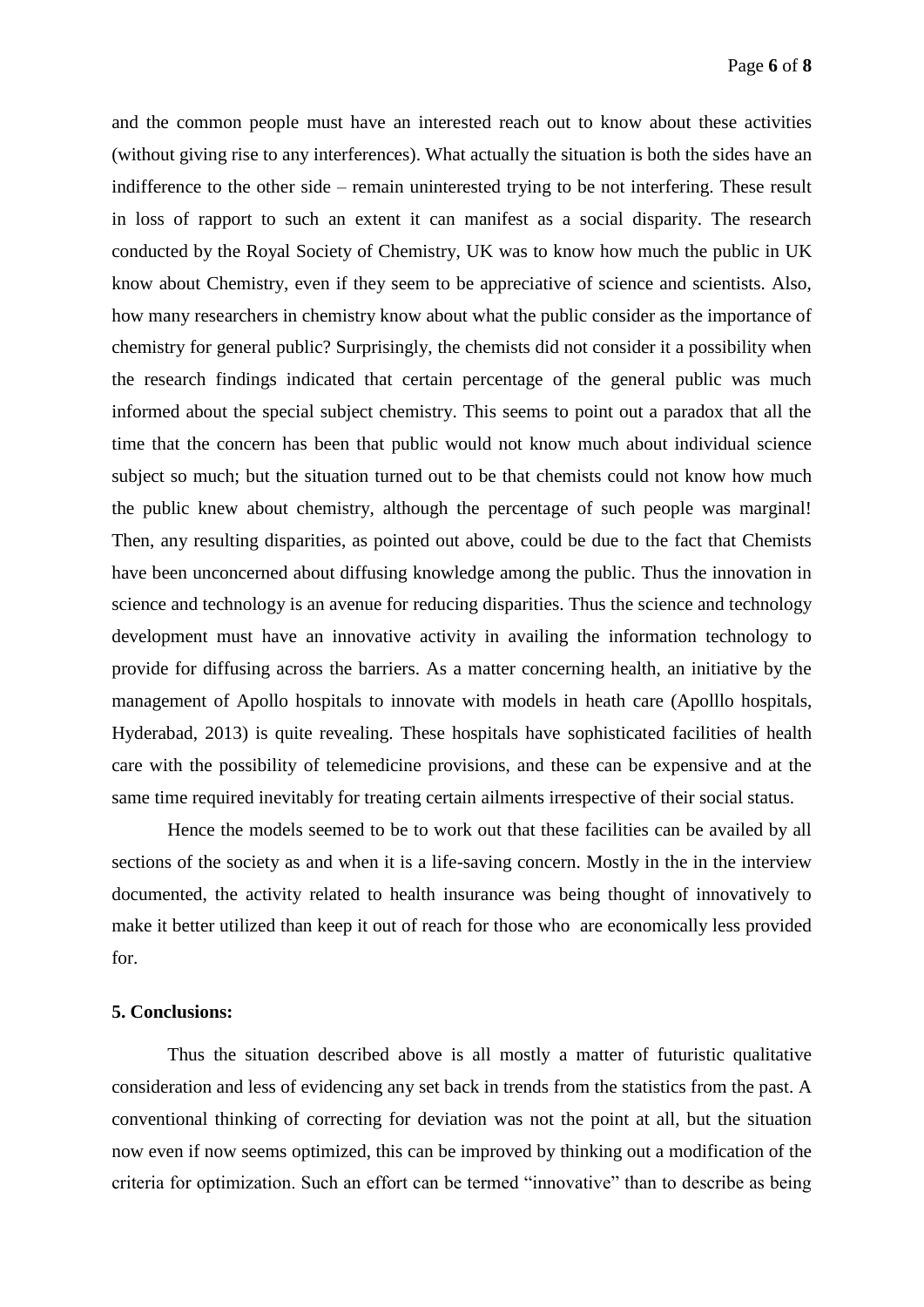and the common people must have an interested reach out to know about these activities (without giving rise to any interferences). What actually the situation is both the sides have an indifference to the other side – remain uninterested trying to be not interfering. These result in loss of rapport to such an extent it can manifest as a social disparity. The research conducted by the Royal Society of Chemistry, UK was to know how much the public in UK know about Chemistry, even if they seem to be appreciative of science and scientists. Also, how many researchers in chemistry know about what the public consider as the importance of chemistry for general public? Surprisingly, the chemists did not consider it a possibility when the research findings indicated that certain percentage of the general public was much informed about the special subject chemistry. This seems to point out a paradox that all the time that the concern has been that public would not know much about individual science subject so much; but the situation turned out to be that chemists could not know how much the public knew about chemistry, although the percentage of such people was marginal! Then, any resulting disparities, as pointed out above, could be due to the fact that Chemists have been unconcerned about diffusing knowledge among the public. Thus the innovation in science and technology is an avenue for reducing disparities. Thus the science and technology development must have an innovative activity in availing the information technology to provide for diffusing across the barriers. As a matter concerning health, an initiative by the management of Apollo hospitals to innovate with models in heath care (Apolllo hospitals, Hyderabad, 2013) is quite revealing. These hospitals have sophisticated facilities of health care with the possibility of telemedicine provisions, and these can be expensive and at the same time required inevitably for treating certain ailments irrespective of their social status.

Hence the models seemed to be to work out that these facilities can be availed by all sections of the society as and when it is a life-saving concern. Mostly in the in the interview documented, the activity related to health insurance was being thought of innovatively to make it better utilized than keep it out of reach for those who are economically less provided for.

**5. Conclusions:**

Thus the situation described above is all mostly a matter of futuristic qualitative consideration and less of evidencing any set back in trends from the statistics from the past. A conventional thinking of correcting for deviation was not the point at all, but the situation now even if now seems optimized, this can be improved by thinking out a modification of the criteria for optimization. Such an effort can be termed "innovative" than to describe as being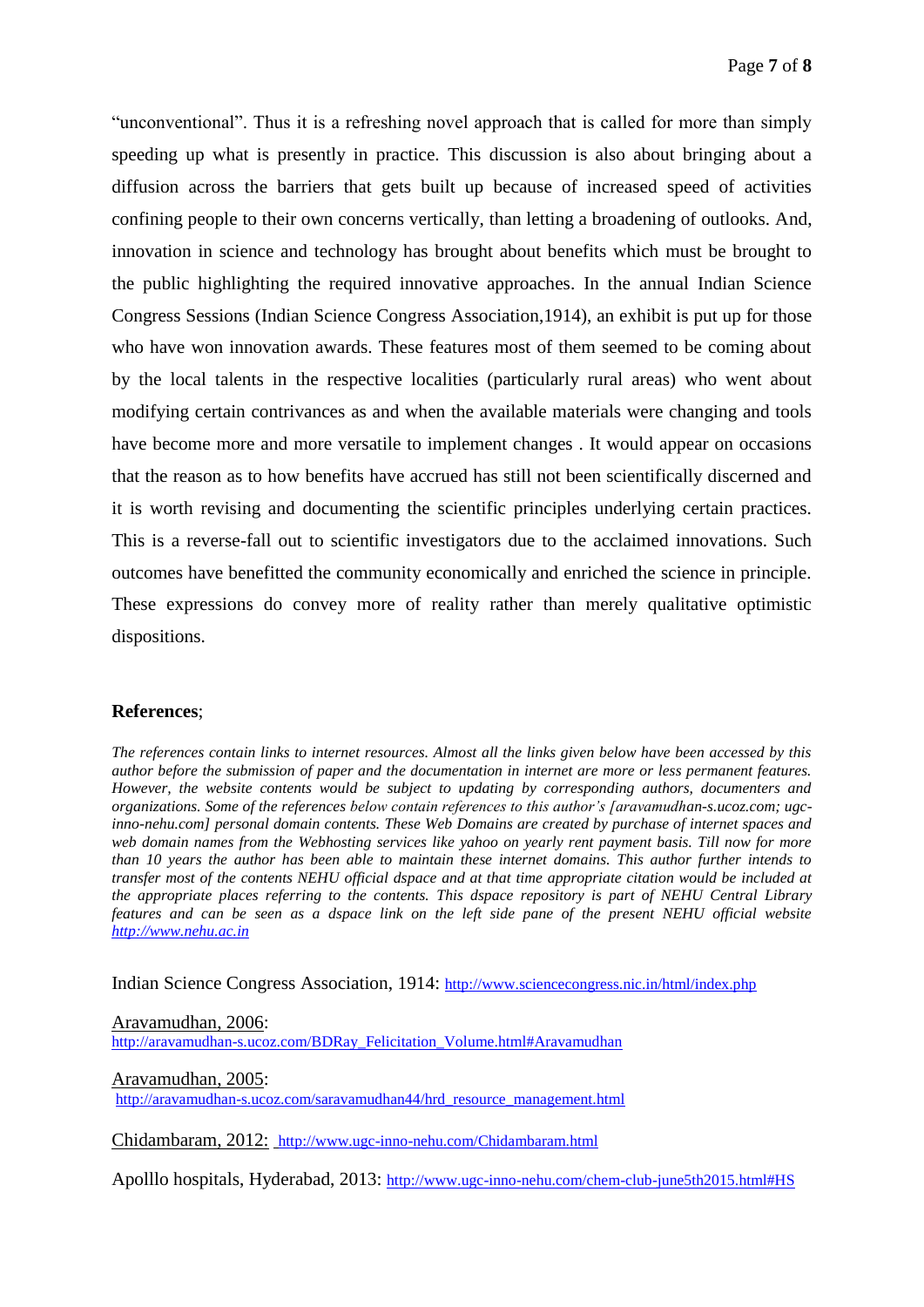"unconventional". Thus it is a refreshing novel approach that is called for more than simply speeding up what is presently in practice. This discussion is also about bringing about a diffusion across the barriers that gets built up because of increased speed of activities confining people to their own concerns vertically, than letting a broadening of outlooks. And, innovation in science and technology has brought about benefits which must be brought to the public highlighting the required innovative approaches. In the annual Indian Science Congress Sessions (Indian Science Congress Association,1914), an exhibit is put up for those who have won innovation awards. These features most of them seemed to be coming about by the local talents in the respective localities (particularly rural areas) who went about modifying certain contrivances as and when the available materials were changing and tools have become more and more versatile to implement changes . It would appear on occasions that the reason as to how benefits have accrued has still not been scientifically discerned and it is worth revising and documenting the scientific principles underlying certain practices. This is a reverse-fall out to scientific investigators due to the acclaimed innovations. Such outcomes have benefitted the community economically and enriched the science in principle. These expressions do convey more of reality rather than merely qualitative optimistic dispositions.

**References**;

*The references contain links to internet resources. Almost all the links given below have been accessed by this author before the submission of paper and the documentation in internet are more or less permanent features. However, the website contents would be subject to updating by corresponding authors, documenters and organizations. Some of the references below contain references to this author's [aravamudhan-s.ucoz.com; ugc-inno-nehu.com] personal domain contents. These Web Domains are created by purchase of internet spaces and web domain names from the Webhosting services like yahoo on yearly rent payment basis. Till now for more than 10 years the author has been able to maintain these internet domains. This author further intends to transfer most of the contents NEHU official dspace and at that time appropriate citation would be included at the appropriate places referring to the contents. This dspace repository is part of NEHU Central Library features and can be seen as a dspace link on the left side pane of the present NEHU official website [http://www.nehu.ac.in](http://www.nehu.ac.in)*

Indian Science Congress Association, 1914: [http://www.sciencecongress.nic.in/html/index.php](http://www.sciencecongress.nic.in/html/index.php)

Aravamudhan, 2006:
[http://aravamudhan-s.ucoz.com/BDRay_Felicitation_Volume.html#Aravamudhan](http://aravamudhan-s.ucoz.com/BDRay_Felicitation_Volume.html#Aravamudhan)

Aravamudhan, 2005:
[http://aravamudhan-s.ucoz.com/saravamudhan44/hrd_resource_management.html](http://aravamudhan-s.ucoz.com/saravamudhan44/hrd_resource_management.html)

Chidambaram, 2012: [http://www.ugc-inno-nehu.com/Chidambaram.html](http://www.ugc-inno-nehu.com/Chidambaram.html)

Apolllo hospitals, Hyderabad, 2013: [http://www.ugc-inno-nehu.com/chem-club-june5th2015.html#HS](http://www.ugc-inno-nehu.com/chem-club-june5th2015.html#HS)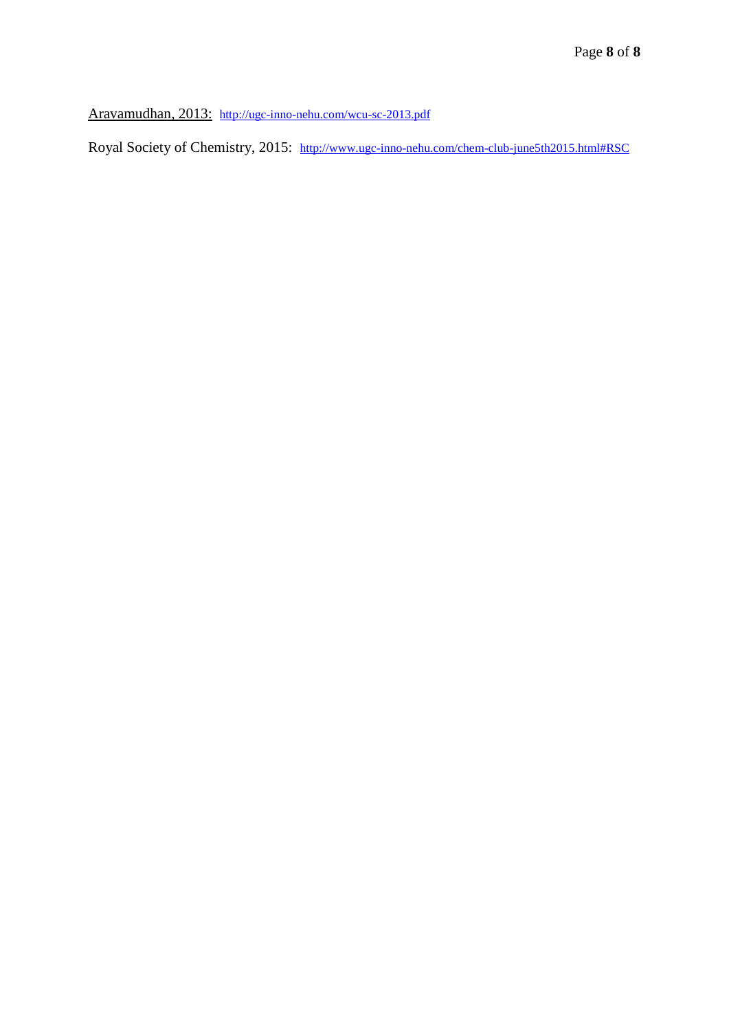Aravamudhan, 2013: http://ugc-inno-nehu.com/wcu-sc-2013.pdf

Royal Society of Chemistry, 2015: http://www.ugc-inno-nehu.com/chem-club-june5th2015.html#RSC